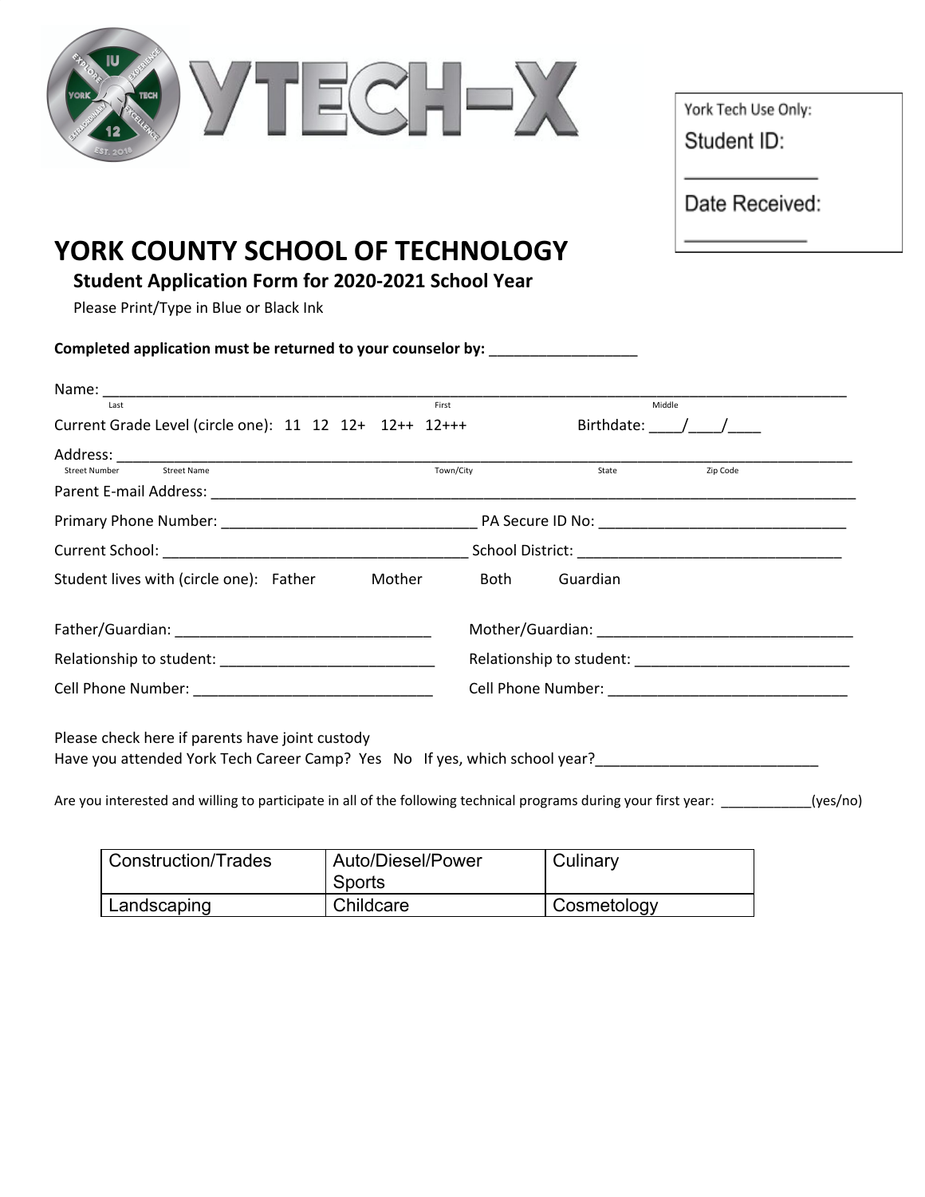YTECH-X

York Tech Use Only:
Student ID: ____________
Date Received: ____________

# YORK COUNTY SCHOOL OF TECHNOLOGY

## Student Application Form for 2020-2021 School Year

Please Print/Type in Blue or Black Ink

**Completed application must be returned to your counselor by:** __________________

Name: ________________________________________________________________
Last First Middle

Current Grade Level (circle one): 11 12 12+ 12++ 12+++ Birthdate: ____/____/____

Address: ________________________________________________________________
Street Number Street Name Town/City State Zip Code

Parent E-mail Address: ________________________________________________________________

Primary Phone Number: ________________________________ PA Secure ID No: ______________________________

Current School: ____________________________________ School District: ________________________________

Student lives with (circle one): Father Mother Both Guardian

Father/Guardian: ________________________________ Mother/Guardian: ________________________________

Relationship to student: __________________________ Relationship to student: __________________________

Cell Phone Number: ______________________________ Cell Phone Number: ______________________________

Please check here if parents have joint custody

Have you attended York Tech Career Camp? Yes No If yes, which school year?___________________________

Are you interested and willing to participate in all of the following technical programs during your first year: ____________(yes/no)

| Construction/Trades | Auto/Diesel/Power Sports | Culinary |
| --- | --- | --- |
| Landscaping | Childcare | Cosmetology |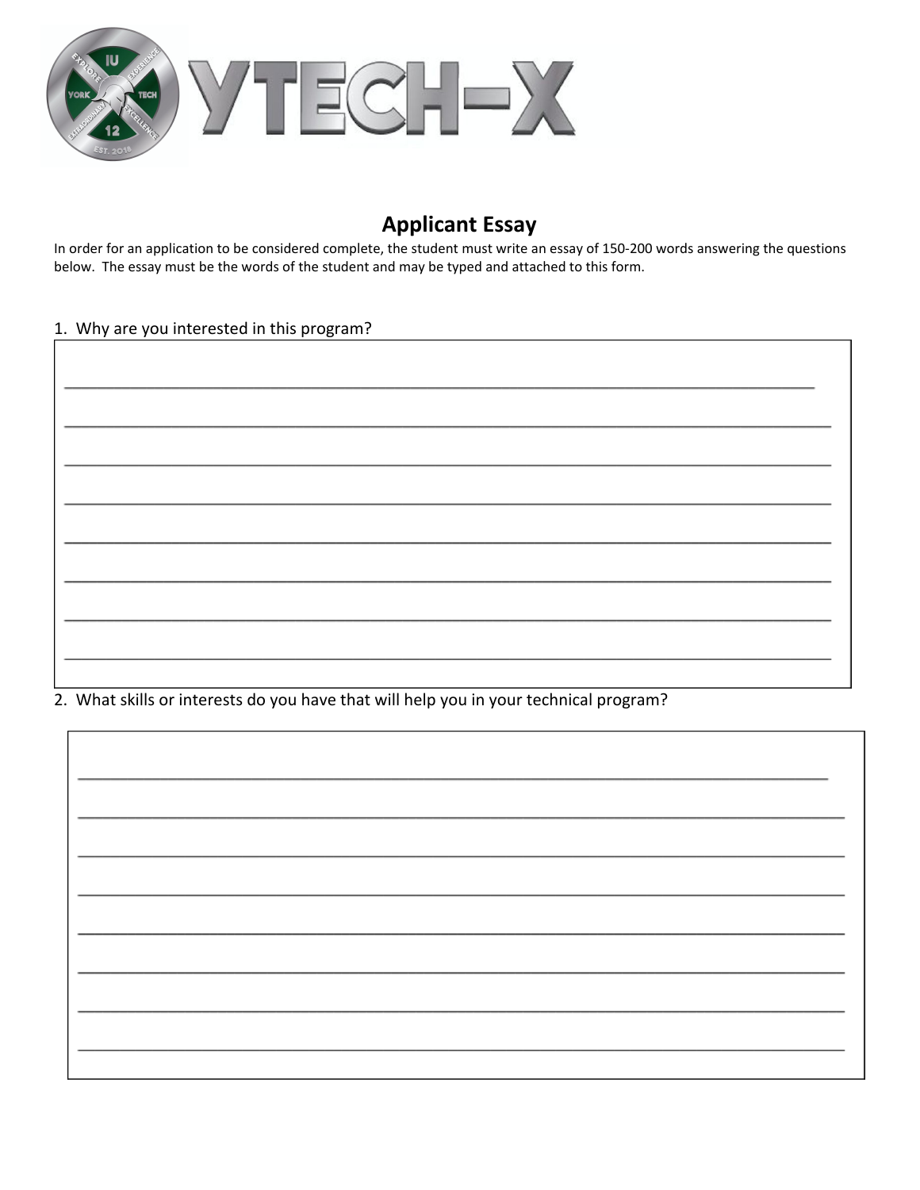# YTECH-X

## Applicant Essay

In order for an application to be considered complete, the student must write an essay of 150-200 words answering the questions below. The essay must be the words of the student and may be typed and attached to this form.

1. Why are you interested in this program?

_______________________________________________________________________________

_______________________________________________________________________________

_______________________________________________________________________________

_______________________________________________________________________________

_______________________________________________________________________________

_______________________________________________________________________________

_______________________________________________________________________________

_______________________________________________________________________________

2. What skills or interests do you have that will help you in your technical program?

_______________________________________________________________________________

_______________________________________________________________________________

_______________________________________________________________________________

_______________________________________________________________________________

_______________________________________________________________________________

_______________________________________________________________________________

_______________________________________________________________________________

_______________________________________________________________________________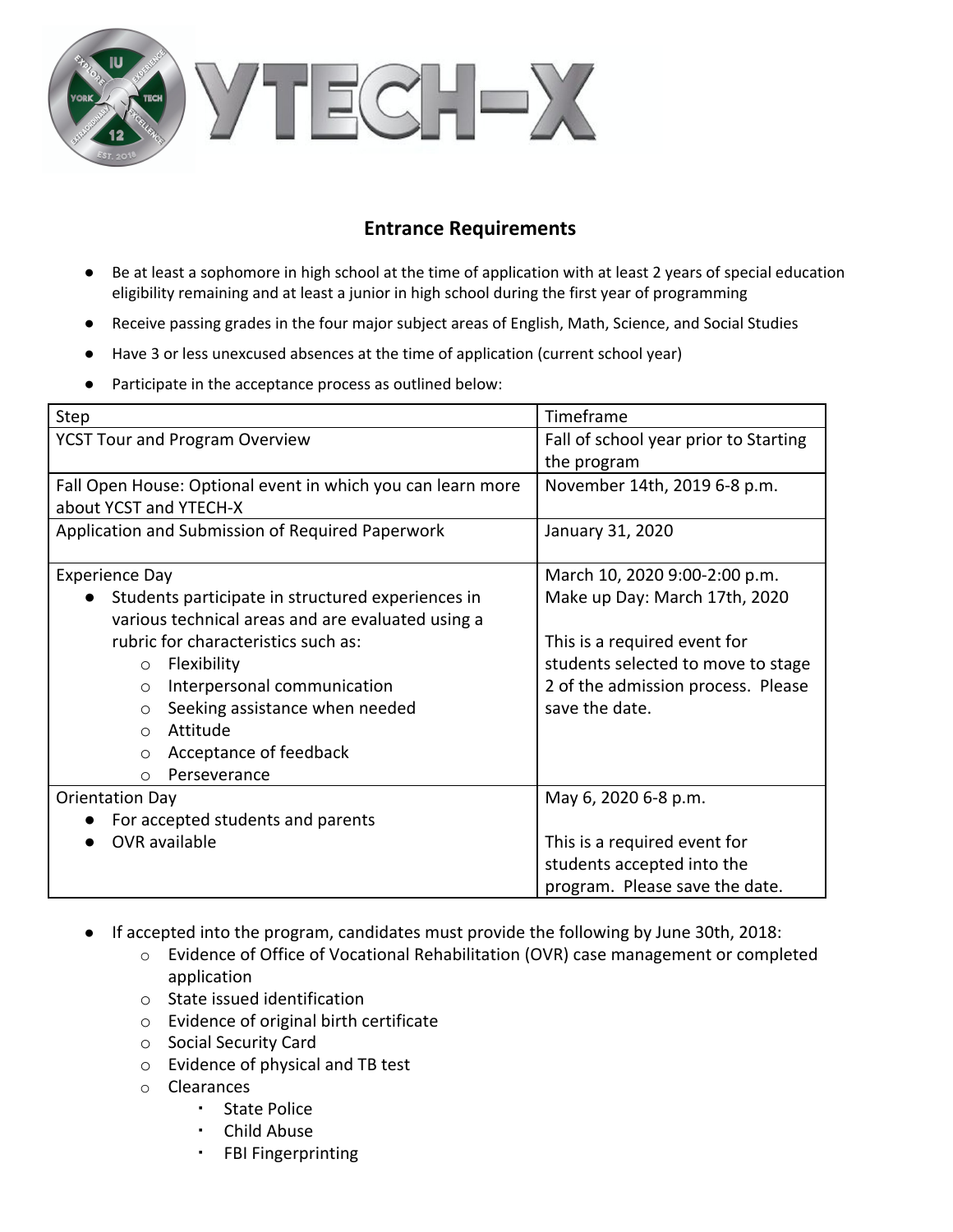## Entrance Requirements

- Be at least a sophomore in high school at the time of application with at least 2 years of special education eligibility remaining and at least a junior in high school during the first year of programming
- Receive passing grades in the four major subject areas of English, Math, Science, and Social Studies
- Have 3 or less unexcused absences at the time of application (current school year)
- Participate in the acceptance process as outlined below:

| Step | Timeframe |
|---|---|
| YCST Tour and Program Overview | Fall of school year prior to Starting the program |
| Fall Open House: Optional event in which you can learn more about YCST and YTECH-X | November 14th, 2019 6-8 p.m. |
| Application and Submission of Required Paperwork | January 31, 2020 |
| Experience Day<br>• Students participate in structured experiences in various technical areas and are evaluated using a rubric for characteristics such as:<br>  ○ Flexibility<br>  ○ Interpersonal communication<br>  ○ Seeking assistance when needed<br>  ○ Attitude<br>  ○ Acceptance of feedback<br>  ○ Perseverance | March 10, 2020 9:00-2:00 p.m.<br>Make up Day: March 17th, 2020<br><br>This is a required event for students selected to move to stage 2 of the admission process. Please save the date. |
| Orientation Day<br>• For accepted students and parents<br>• OVR available | May 6, 2020 6-8 p.m.<br><br>This is a required event for students accepted into the program. Please save the date. |

- If accepted into the program, candidates must provide the following by June 30th, 2018:
  - Evidence of Office of Vocational Rehabilitation (OVR) case management or completed application
  - State issued identification
  - Evidence of original birth certificate
  - Social Security Card
  - Evidence of physical and TB test
  - Clearances
    - State Police
    - Child Abuse
    - FBI Fingerprinting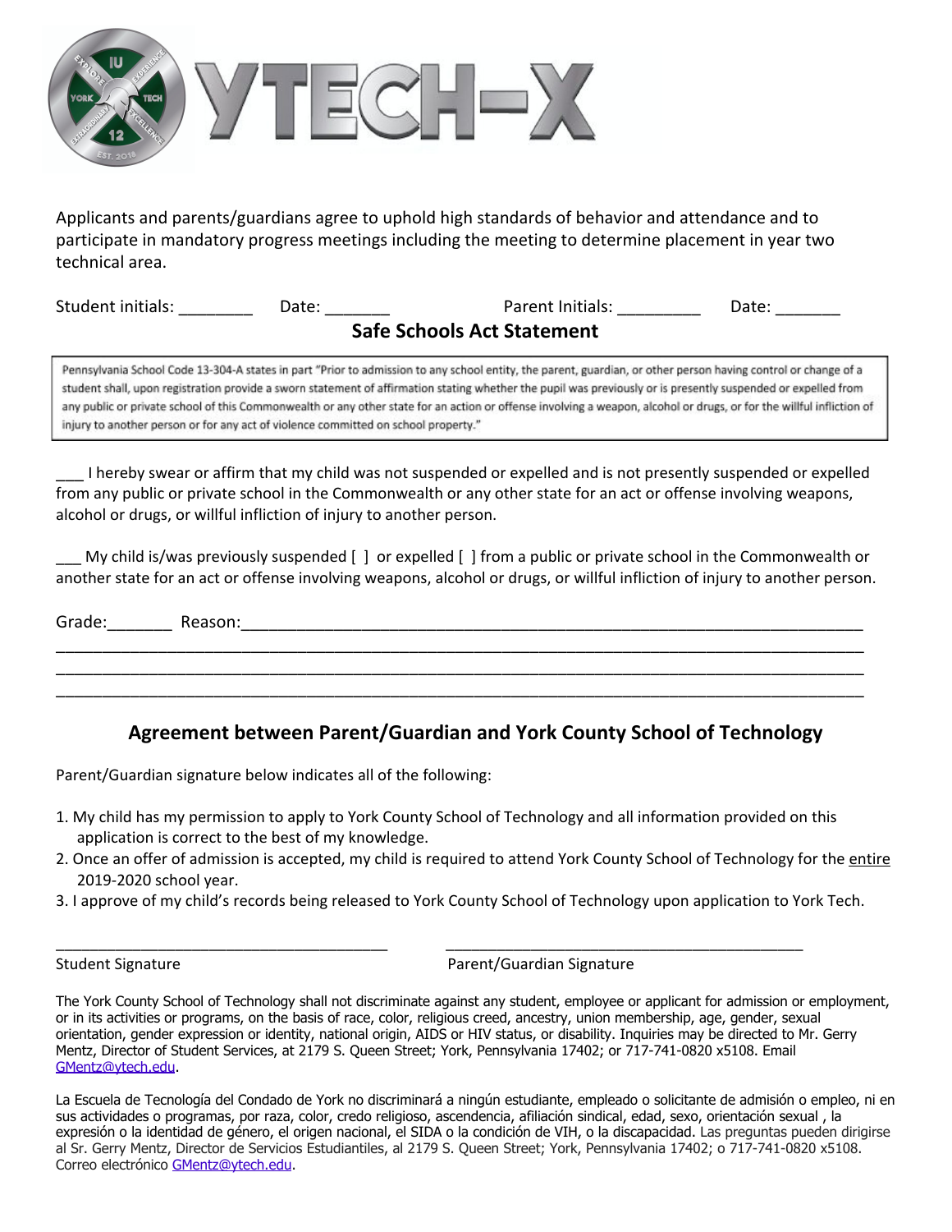Applicants and parents/guardians agree to uphold high standards of behavior and attendance and to participate in mandatory progress meetings including the meeting to determine placement in year two technical area.

Student initials: ________ Date: _______ Parent Initials: _________ Date: _______

## Safe Schools Act Statement

> Pennsylvania School Code 13-304-A states in part "Prior to admission to any school entity, the parent, guardian, or other person having control or change of a student shall, upon registration provide a sworn statement of affirmation stating whether the pupil was previously or is presently suspended or expelled from any public or private school of this Commonwealth or any other state for an action or offense involving a weapon, alcohol or drugs, or for the willful infliction of injury to another person or for any act of violence committed on school property."

___ I hereby swear or affirm that my child was not suspended or expelled and is not presently suspended or expelled from any public or private school in the Commonwealth or any other state for an act or offense involving weapons, alcohol or drugs, or willful infliction of injury to another person.

___ My child is/was previously suspended [ ] or expelled [ ] from a public or private school in the Commonwealth or another state for an act or offense involving weapons, alcohol or drugs, or willful infliction of injury to another person.

Grade:_______ Reason:_______________________________________________________________________
_____________________________________________________________________________________________
_____________________________________________________________________________________________
_____________________________________________________________________________________________

## Agreement between Parent/Guardian and York County School of Technology

Parent/Guardian signature below indicates all of the following:

1. My child has my permission to apply to York County School of Technology and all information provided on this application is correct to the best of my knowledge.
2. Once an offer of admission is accepted, my child is required to attend York County School of Technology for the entire 2019-2020 school year.
3. I approve of my child's records being released to York County School of Technology upon application to York Tech.

_______________________________________ _______________________________________

Student Signature Parent/Guardian Signature

The York County School of Technology shall not discriminate against any student, employee or applicant for admission or employment, or in its activities or programs, on the basis of race, color, religious creed, ancestry, union membership, age, gender, sexual orientation, gender expression or identity, national origin, AIDS or HIV status, or disability. Inquiries may be directed to Mr. Gerry Mentz, Director of Student Services, at 2179 S. Queen Street; York, Pennsylvania 17402; or 717-741-0820 x5108. Email GMentz@ytech.edu.

La Escuela de Tecnología del Condado de York no discriminará a ningún estudiante, empleado o solicitante de admisión o empleo, ni en sus actividades o programas, por raza, color, credo religioso, ascendencia, afiliación sindical, edad, sexo, orientación sexual , la expresión o la identidad de género, el origen nacional, el SIDA o la condición de VIH, o la discapacidad. Las preguntas pueden dirigirse al Sr. Gerry Mentz, Director de Servicios Estudiantiles, al 2179 S. Queen Street; York, Pennsylvania 17402; o 717-741-0820 x5108. Correo electrónico GMentz@ytech.edu.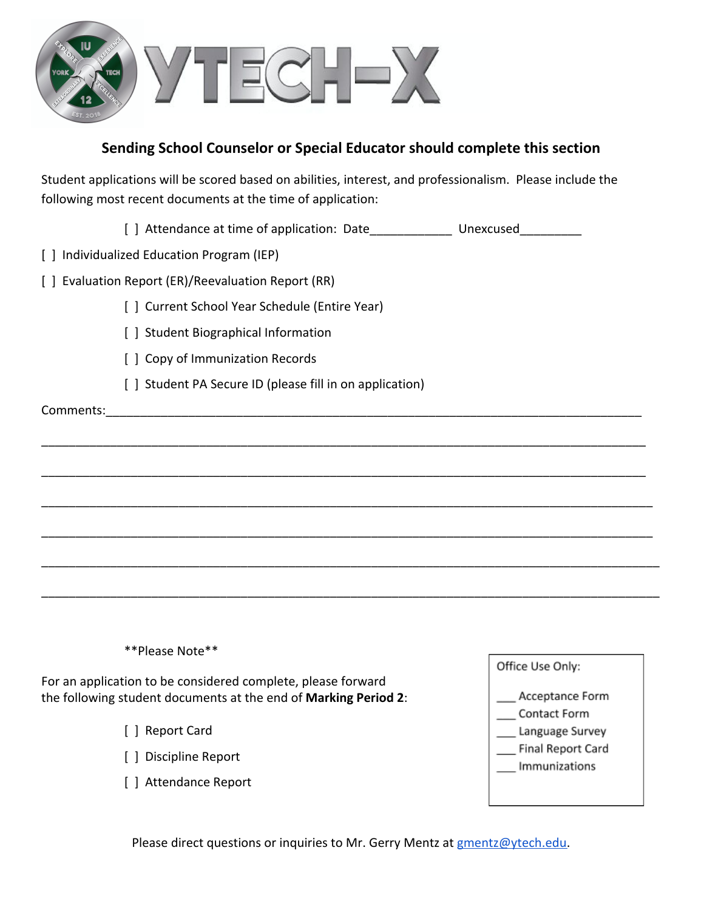YTECH-X

## Sending School Counselor or Special Educator should complete this section

Student applications will be scored based on abilities, interest, and professionalism. Please include the following most recent documents at the time of application:

[ ] Attendance at time of application: Date____________ Unexcused_________

[ ] Individualized Education Program (IEP)

[ ] Evaluation Report (ER)/Reevaluation Report (RR)

[ ] Current School Year Schedule (Entire Year)

[ ] Student Biographical Information

[ ] Copy of Immunization Records

[ ] Student PA Secure ID (please fill in on application)

Comments:_________________________________________________________________________________

_____________________________________________________________________________________________

_____________________________________________________________________________________________

_____________________________________________________________________________________________

_____________________________________________________________________________________________

_____________________________________________________________________________________________

_____________________________________________________________________________________________

\*\*Please Note\*\*

For an application to be considered complete, please forward the following student documents at the end of **Marking Period 2**:

[ ] Report Card

[ ] Discipline Report

[ ] Attendance Report

Office Use Only:

___ Acceptance Form
___ Contact Form
___ Language Survey
___ Final Report Card
___ Immunizations

Please direct questions or inquiries to Mr. Gerry Mentz at gmentz@ytech.edu.